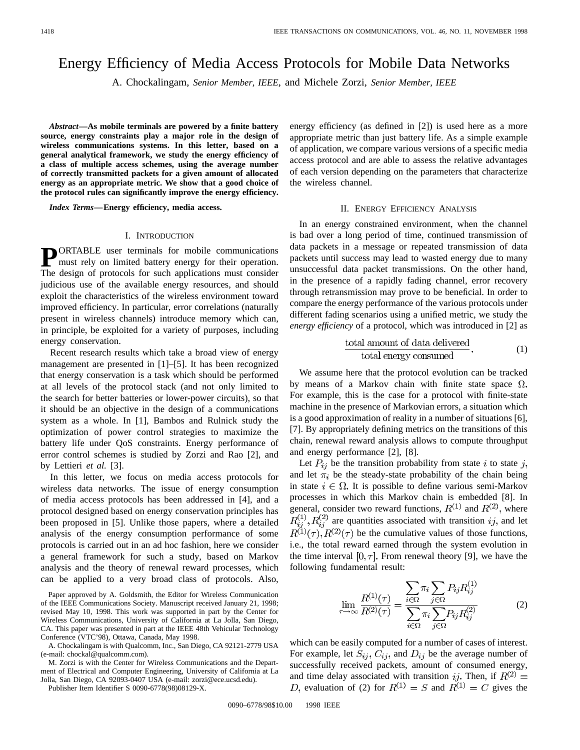# Energy Efficiency of Media Access Protocols for Mobile Data Networks

A. Chockalingam, *Senior Member, IEEE*, and Michele Zorzi, *Senior Member, IEEE*

***Abstract*—As mobile terminals are powered by a finite battery source, energy constraints play a major role in the design of wireless communications systems. In this letter, based on a general analytical framework, we study the energy efficiency of a class of multiple access schemes, using the average number of correctly transmitted packets for a given amount of allocated energy as an appropriate metric. We show that a good choice of the protocol rules can significantly improve the energy efficiency.**

***Index Terms*—Energy efficiency, media access.**

## I. Introduction

Portable user terminals for mobile communications must rely on limited battery energy for their operation. The design of protocols for such applications must consider judicious use of the available energy resources, and should exploit the characteristics of the wireless environment toward improved efficiency. In particular, error correlations (naturally present in wireless channels) introduce memory which can, in principle, be exploited for a variety of purposes, including energy conservation.

Recent research results which take a broad view of energy management are presented in [1]–[5]. It has been recognized that energy conservation is a task which should be performed at all levels of the protocol stack (and not only limited to the search for better batteries or lower-power circuits), so that it should be an objective in the design of a communications system as a whole. In [1], Bambos and Rulnick study the optimization of power control strategies to maximize the battery life under QoS constraints. Energy performance of error control schemes is studied by Zorzi and Rao [2], and by Lettieri *et al.* [3].

In this letter, we focus on media access protocols for wireless data networks. The issue of energy consumption of media access protocols has been addressed in [4], and a protocol designed based on energy conservation principles has been proposed in [5]. Unlike those papers, where a detailed analysis of the energy consumption performance of some protocols is carried out in an ad hoc fashion, here we consider a general framework for such a study, based on Markov analysis and the theory of renewal reward processes, which can be applied to a very broad class of protocols. Also, energy efficiency (as defined in [2]) is used here as a more appropriate metric than just battery life. As a simple example of application, we compare various versions of a specific media access protocol and are able to assess the relative advantages of each version depending on the parameters that characterize the wireless channel.

Paper approved by A. Goldsmith, the Editor for Wireless Communication of the IEEE Communications Society. Manuscript received January 21, 1998; revised May 10, 1998. This work was supported in part by the Center for Wireless Communications, University of California at La Jolla, San Diego, CA. This paper was presented in part at the IEEE 48th Vehicular Technology Conference (VTC'98), Ottawa, Canada, May 1998.

A. Chockalingam is with Qualcomm, Inc., San Diego, CA 92121-2779 USA (e-mail: chockal@qualcomm.com).

M. Zorzi is with the Center for Wireless Communications and the Department of Electrical and Computer Engineering, University of California at La Jolla, San Diego, CA 92093-0407 USA (e-mail: zorzi@ece.ucsd.edu).

Publisher Item Identifier S 0090-6778(98)08129-X.

## II. Energy Efficiency Analysis

In an energy constrained environment, when the channel is bad over a long period of time, continued transmission of data packets in a message or repeated transmission of data packets until success may lead to wasted energy due to many unsuccessful data packet transmissions. On the other hand, in the presence of a rapidly fading channel, error recovery through retransmission may prove to be beneficial. In order to compare the energy performance of the various protocols under different fading scenarios using a unified metric, we study the *energy efficiency* of a protocol, which was introduced in [2] as

$$\frac{\text{total amount of data delivered}}{\text{total energy consumed}}. \tag{1}$$

We assume here that the protocol evolution can be tracked by means of a Markov chain with finite state space $\Omega$. For example, this is the case for a protocol with finite-state machine in the presence of Markovian errors, a situation which is a good approximation of reality in a number of situations [6], [7]. By appropriately defining metrics on the transitions of this chain, renewal reward analysis allows to compute throughput and energy performance [2], [8].

Let $P_{ij}$ be the transition probability from state $i$ to state $j$, and let $\pi_i$ be the steady-state probability of the chain being in state $i \in \Omega$. It is possible to define various semi-Markov processes in which this Markov chain is embedded [8]. In general, consider two reward functions, $R^{(1)}$ and $R^{(2)}$, where $R_{ij}^{(1)}, R_{ij}^{(2)}$ are quantities associated with transition $ij$, and let $R^{(1)}(\tau), R^{(2)}(\tau)$ be the cumulative values of those functions, i.e., the total reward earned through the system evolution in the time interval $[0, \tau]$. From renewal theory [9], we have the following fundamental result:

$$\lim_{\tau\to\infty} \frac{R^{(1)}(\tau)}{R^{(2)}(\tau)} = \frac{\sum_{i\in\Omega} \pi_i \sum_{j\in\Omega} P_{ij} R_{ij}^{(1)}}{\sum_{i\in\Omega} \pi_i \sum_{j\in\Omega} P_{ij} R_{ij}^{(2)}} \tag{2}$$

which can be easily computed for a number of cases of interest. For example, let $S_{ij}$, $C_{ij}$, and $D_{ij}$ be the average number of successfully received packets, amount of consumed energy, and time delay associated with transition $ij$. Then, if $R^{(2)} = D$, evaluation of (2) for $R^{(1)} = S$ and $R^{(1)} = C$ gives the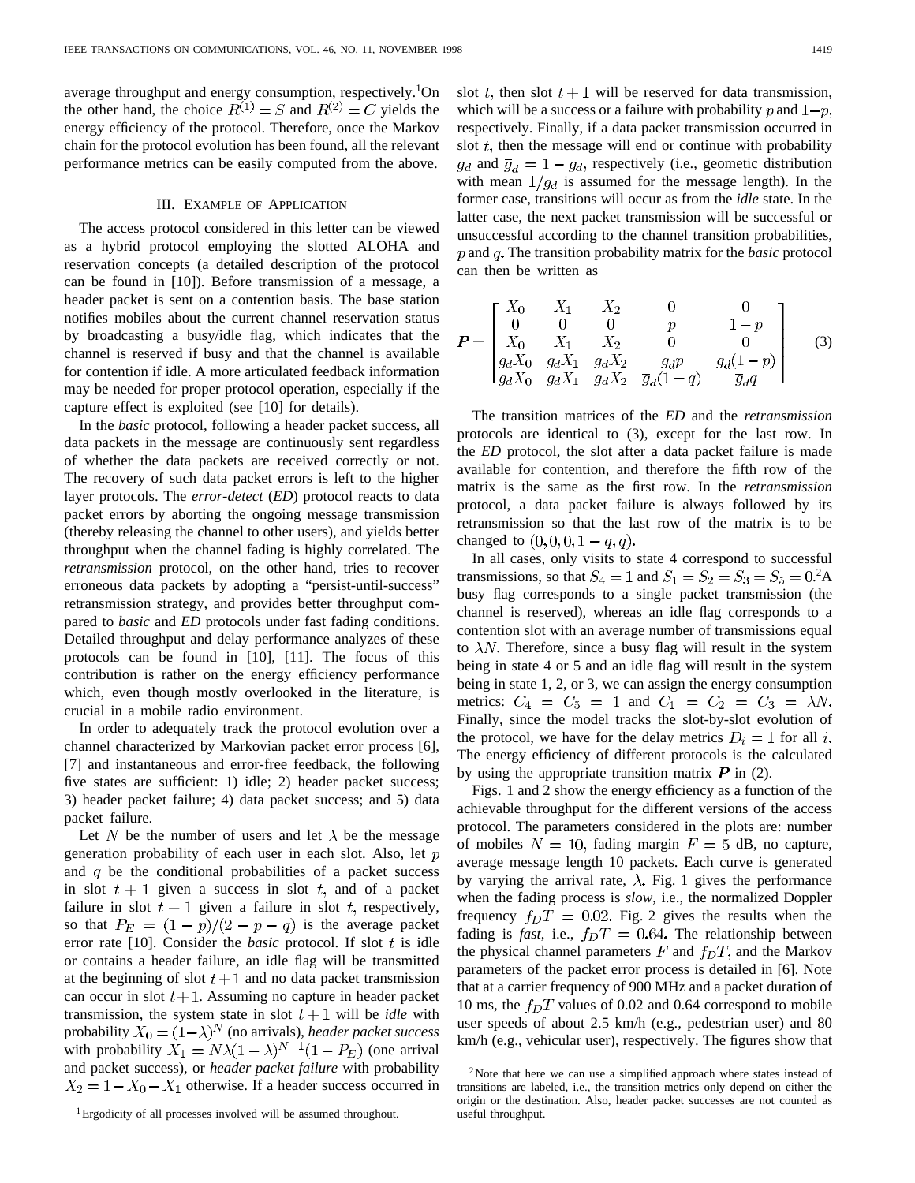average throughput and energy consumption, respectively.[1] On the other hand, the choice $R^{(1)} = S$ and $R^{(2)} = C$ yields the energy efficiency of the protocol. Therefore, once the Markov chain for the protocol evolution has been found, all the relevant performance metrics can be easily computed from the above.

## III. Example of Application

The access protocol considered in this letter can be viewed as a hybrid protocol employing the slotted ALOHA and reservation concepts (a detailed description of the protocol can be found in [10]). Before transmission of a message, a header packet is sent on a contention basis. The base station notifies mobiles about the current channel reservation status by broadcasting a busy/idle flag, which indicates that the channel is reserved if busy and that the channel is available for contention if idle. A more articulated feedback information may be needed for proper protocol operation, especially if the capture effect is exploited (see [10] for details).

In the *basic* protocol, following a header packet success, all data packets in the message are continuously sent regardless of whether the data packets are received correctly or not. The recovery of such data packet errors is left to the higher layer protocols. The *error-detect* (*ED*) protocol reacts to data packet errors by aborting the ongoing message transmission (thereby releasing the channel to other users), and yields better throughput when the channel fading is highly correlated. The *retransmission* protocol, on the other hand, tries to recover erroneous data packets by adopting a "persist-until-success" retransmission strategy, and provides better throughput compared to *basic* and *ED* protocols under fast fading conditions. Detailed throughput and delay performance analyzes of these protocols can be found in [10], [11]. The focus of this contribution is rather on the energy efficiency performance which, even though mostly overlooked in the literature, is crucial in a mobile radio environment.

In order to adequately track the protocol evolution over a channel characterized by Markovian packet error process [6], [7] and instantaneous and error-free feedback, the following five states are sufficient: 1) idle; 2) header packet success; 3) header packet failure; 4) data packet success; and 5) data packet failure.

Let $N$ be the number of users and let $\lambda$ be the message generation probability of each user in each slot. Also, let $p$ and $q$ be the conditional probabilities of a packet success in slot $t+1$ given a success in slot $t$, and of a packet failure in slot $t+1$ given a failure in slot $t$, respectively, so that $P_E = (1-p)/(2-p-q)$ is the average packet error rate [10]. Consider the *basic* protocol. If slot $t$ is idle or contains a header failure, an idle flag will be transmitted at the beginning of slot $t+1$ and no data packet transmission can occur in slot $t+1$. Assuming no capture in header packet transmission, the system state in slot $t+1$ will be *idle* with probability $X_0 = (1-\lambda)^N$ (no arrivals), *header packet success* with probability $X_1 = N\lambda(1-\lambda)^{N-1}(1-P_E)$ (one arrival and packet success), or *header packet failure* with probability $X_2 = 1 - X_0 - X_1$ otherwise. If a header success occurred in slot $t$, then slot $t+1$ will be reserved for data transmission, which will be a success or a failure with probability $p$ and $1-p$, respectively. Finally, if a data packet transmission occurred in slot $t$, then the message will end or continue with probability $g_d$ and $\bar{g}_d = 1 - g_d$, respectively (i.e., geometic distribution with mean $1/g_d$ is assumed for the message length). In the former case, transitions will occur as from the *idle* state. In the latter case, the next packet transmission will be successful or unsuccessful according to the channel transition probabilities, $p$ and $q$. The transition probability matrix for the *basic* protocol can then be written as

$$\boldsymbol{P} = \begin{bmatrix} X_0 & X_1 & X_2 & 0 & 0 \\ 0 & 0 & 0 & p & 1-p \\ X_0 & X_1 & X_2 & 0 & 0 \\ g_d X_0 & g_d X_1 & g_d X_2 & \bar{g}_d p & \bar{g}_d (1-p) \\ g_d X_0 & g_d X_1 & g_d X_2 & \bar{g}_d (1-q) & \bar{g}_d q \end{bmatrix} \tag{3}$$

The transition matrices of the *ED* and the *retransmission* protocols are identical to (3), except for the last row. In the *ED* protocol, the slot after a data packet failure is made available for contention, and therefore the fifth row of the matrix is the same as the first row. In the *retransmission* protocol, a data packet failure is always followed by its retransmission so that the last row of the matrix is to be changed to $(0, 0, 0, 1-q, q)$.

In all cases, only visits to state 4 correspond to successful transmissions, so that $S_4 = 1$ and $S_1 = S_2 = S_3 = S_5 = 0$.[2] A busy flag corresponds to a single packet transmission (the channel is reserved), whereas an idle flag corresponds to a contention slot with an average number of transmissions equal to $\lambda N$. Therefore, since a busy flag will result in the system being in state 4 or 5 and an idle flag will result in the system being in state 1, 2, or 3, we can assign the energy consumption metrics: $C_4 = C_5 = 1$ and $C_1 = C_2 = C_3 = \lambda N$. Finally, since the model tracks the slot-by-slot evolution of the protocol, we have for the delay metrics $D_i = 1$ for all $i$. The energy efficiency of different protocols is the calculated by using the appropriate transition matrix $\boldsymbol{P}$ in (2).

Figs. 1 and 2 show the energy efficiency as a function of the achievable throughput for the different versions of the access protocol. The parameters considered in the plots are: number of mobiles $N = 10$, fading margin $F = 5$ dB, no capture, average message length 10 packets. Each curve is generated by varying the arrival rate, $\lambda$. Fig. 1 gives the performance when the fading process is *slow*, i.e., the normalized Doppler frequency $f_D T = 0.02$. Fig. 2 gives the results when the fading is *fast*, i.e., $f_D T = 0.64$. The relationship between the physical channel parameters $F$ and $f_D T$, and the Markov parameters of the packet error process is detailed in [6]. Note that at a carrier frequency of 900 MHz and a packet duration of 10 ms, the $f_D T$ values of 0.02 and 0.64 correspond to mobile user speeds of about 2.5 km/h (e.g., pedestrian user) and 80 km/h (e.g., vehicular user), respectively. The figures show that

[1] Ergodicity of all processes involved will be assumed throughout.

[2] Note that here we can use a simplified approach where states instead of transitions are labeled, i.e., the transition metrics only depend on either the origin or the destination. Also, header packet successes are not counted as useful throughput.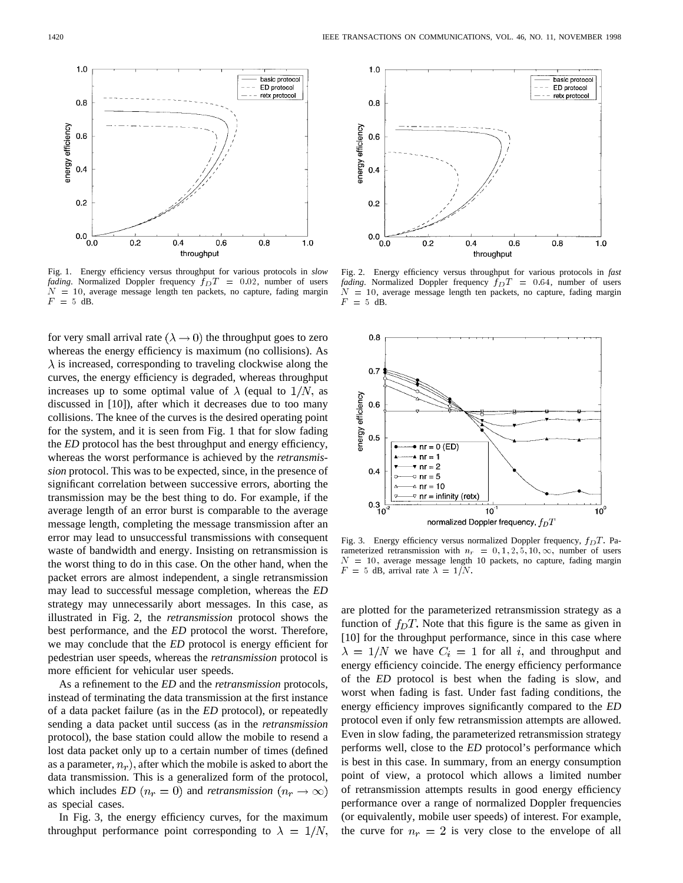Fig. 1. Energy efficiency versus throughput for various protocols in *slow fading*. Normalized Doppler frequency $f_D T = 0.02$, number of users $N = 10$, average message length ten packets, no capture, fading margin $F = 5$ dB.

Fig. 2. Energy efficiency versus throughput for various protocols in *fast fading*. Normalized Doppler frequency $f_D T = 0.64$, number of users $N = 10$, average message length ten packets, no capture, fading margin $F = 5$ dB.

for very small arrival rate $(\lambda \rightarrow 0)$ the throughput goes to zero whereas the energy efficiency is maximum (no collisions). As $\lambda$ is increased, corresponding to traveling clockwise along the curves, the energy efficiency is degraded, whereas throughput increases up to some optimal value of $\lambda$ (equal to $1/N$, as discussed in [10]), after which it decreases due to too many collisions. The knee of the curves is the desired operating point for the system, and it is seen from Fig. 1 that for slow fading the *ED* protocol has the best throughput and energy efficiency, whereas the worst performance is achieved by the *retransmission* protocol. This was to be expected, since, in the presence of significant correlation between successive errors, aborting the transmission may be the best thing to do. For example, if the average length of an error burst is comparable to the average message length, completing the message transmission after an error may lead to unsuccessful transmissions with consequent waste of bandwidth and energy. Insisting on retransmission is the worst thing to do in this case. On the other hand, when the packet errors are almost independent, a single retransmission may lead to successful message completion, whereas the *ED* strategy may unnecessarily abort messages. In this case, as illustrated in Fig. 2, the *retransmission* protocol shows the best performance, and the *ED* protocol the worst. Therefore, we may conclude that the *ED* protocol is energy efficient for pedestrian user speeds, whereas the *retransmission* protocol is more efficient for vehicular user speeds.

As a refinement to the *ED* and the *retransmission* protocols, instead of terminating the data transmission at the first instance of a data packet failure (as in the *ED* protocol), or repeatedly sending a data packet until success (as in the *retransmission* protocol), the base station could allow the mobile to resend a lost data packet only up to a certain number of times (defined as a parameter, $n_r$), after which the mobile is asked to abort the data transmission. This is a generalized form of the protocol, which includes *ED* $(n_r = 0)$ and *retransmission* $(n_r \rightarrow \infty)$ as special cases.

In Fig. 3, the energy efficiency curves, for the maximum throughput performance point corresponding to $\lambda = 1/N$, are plotted for the parameterized retransmission strategy as a function of $f_D T$. Note that this figure is the same as given in [10] for the throughput performance, since in this case where $\lambda = 1/N$ we have $C_i = 1$ for all $i$, and throughput and energy efficiency coincide. The energy efficiency performance of the *ED* protocol is best when the fading is slow, and worst when fading is fast. Under fast fading conditions, the energy efficiency improves significantly compared to the *ED* protocol even if only few retransmission attempts are allowed. Even in slow fading, the parameterized retransmission strategy performs well, close to the *ED* protocol's performance which is best in this case. In summary, from an energy consumption point of view, a protocol which allows a limited number of retransmission attempts results in good energy efficiency performance over a range of normalized Doppler frequencies (or equivalently, mobile user speeds) of interest. For example, the curve for $n_r = 2$ is very close to the envelope of all

Fig. 3. Energy efficiency versus normalized Doppler frequency, $f_D T$. Parameterized retransmission with $n_r = 0, 1, 2, 5, 10, \infty$, number of users $N = 10$, average message length 10 packets, no capture, fading margin $F = 5$ dB, arrival rate $\lambda = 1/N$.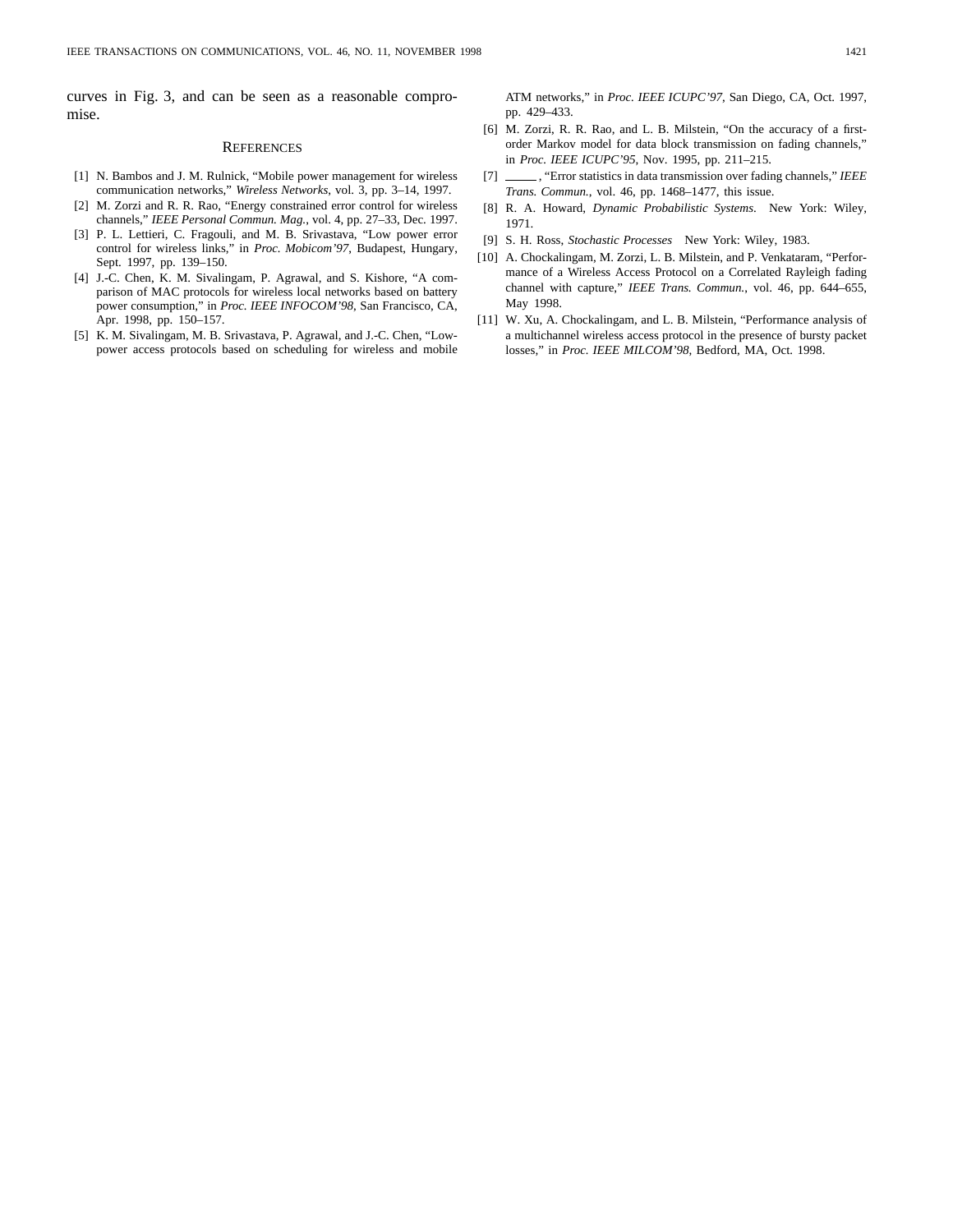curves in Fig. 3, and can be seen as a reasonable compromise.

## REFERENCES

[1] N. Bambos and J. M. Rulnick, "Mobile power management for wireless communication networks," *Wireless Networks*, vol. 3, pp. 3–14, 1997.

[2] M. Zorzi and R. R. Rao, "Energy constrained error control for wireless channels," *IEEE Personal Commun. Mag.*, vol. 4, pp. 27–33, Dec. 1997.

[3] P. L. Lettieri, C. Fragouli, and M. B. Srivastava, "Low power error control for wireless links," in *Proc. Mobicom'97*, Budapest, Hungary, Sept. 1997, pp. 139–150.

[4] J.-C. Chen, K. M. Sivalingam, P. Agrawal, and S. Kishore, "A comparison of MAC protocols for wireless local networks based on battery power consumption," in *Proc. IEEE INFOCOM'98*, San Francisco, CA, Apr. 1998, pp. 150–157.

[5] K. M. Sivalingam, M. B. Srivastava, P. Agrawal, and J.-C. Chen, "Low-power access protocols based on scheduling for wireless and mobile ATM networks," in *Proc. IEEE ICUPC'97*, San Diego, CA, Oct. 1997, pp. 429–433.

[6] M. Zorzi, R. R. Rao, and L. B. Milstein, "On the accuracy of a first-order Markov model for data block transmission on fading channels," in *Proc. IEEE ICUPC'95*, Nov. 1995, pp. 211–215.

[7] ——, "Error statistics in data transmission over fading channels," *IEEE Trans. Commun.*, vol. 46, pp. 1468–1477, this issue.

[8] R. A. Howard, *Dynamic Probabilistic Systems.* New York: Wiley, 1971.

[9] S. H. Ross, *Stochastic Processes* New York: Wiley, 1983.

[10] A. Chockalingam, M. Zorzi, L. B. Milstein, and P. Venkataram, "Performance of a Wireless Access Protocol on a Correlated Rayleigh fading channel with capture," *IEEE Trans. Commun.*, vol. 46, pp. 644–655, May 1998.

[11] W. Xu, A. Chockalingam, and L. B. Milstein, "Performance analysis of a multichannel wireless access protocol in the presence of bursty packet losses," in *Proc. IEEE MILCOM'98*, Bedford, MA, Oct. 1998.